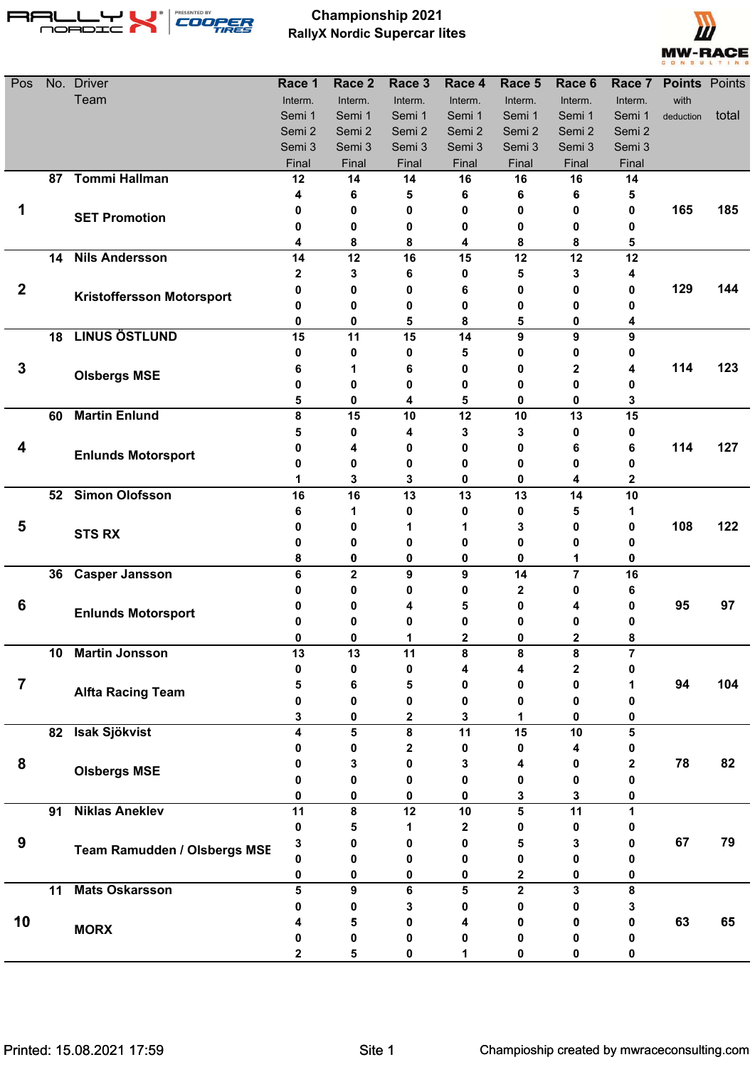# Championship 2021

## RallyX Nordic Supercar lites

| Pos | No. | Driver / Team | | Race 1 | Race 2 | Race 3 | Race 4 | Race 5 | Race 6 | Race 7 | Points with deduction | Points total |
|---|---|---|---|---|---|---|---|---|---|---|---|---|
| 1 | 87 | Tommi Hallman | Interm. | 12 | 14 | 14 | 16 | 16 | 16 | 14 | 165 | 185 |
| | | | Semi 1 | 4 | 6 | 5 | 6 | 6 | 6 | 5 | | |
| | | SET Promotion | Semi 2 | 0 | 0 | 0 | 0 | 0 | 0 | 0 | | |
| | | | Semi 3 | 0 | 0 | 0 | 0 | 0 | 0 | 0 | | |
| | | | Final | 4 | 8 | 8 | 4 | 8 | 8 | 5 | | |
| 2 | 14 | Nils Andersson | Interm. | 14 | 12 | 16 | 15 | 12 | 12 | 12 | 129 | 144 |
| | | | Semi 1 | 2 | 3 | 6 | 0 | 5 | 3 | 4 | | |
| | | Kristoffersson Motorsport | Semi 2 | 0 | 0 | 0 | 6 | 0 | 0 | 0 | | |
| | | | Semi 3 | 0 | 0 | 0 | 0 | 0 | 0 | 0 | | |
| | | | Final | 0 | 0 | 5 | 8 | 5 | 0 | 4 | | |
| 3 | 18 | LINUS ÖSTLUND | Interm. | 15 | 11 | 15 | 14 | 9 | 9 | 9 | 114 | 123 |
| | | | Semi 1 | 0 | 0 | 0 | 5 | 0 | 0 | 0 | | |
| | | Olsbergs MSE | Semi 2 | 6 | 1 | 6 | 0 | 0 | 2 | 4 | | |
| | | | Semi 3 | 0 | 0 | 0 | 0 | 0 | 0 | 0 | | |
| | | | Final | 5 | 0 | 4 | 5 | 0 | 0 | 3 | | |
| 4 | 60 | Martin Enlund | Interm. | 8 | 15 | 10 | 12 | 10 | 13 | 15 | 114 | 127 |
| | | | Semi 1 | 5 | 0 | 4 | 3 | 3 | 0 | 0 | | |
| | | Enlunds Motorsport | Semi 2 | 0 | 4 | 0 | 0 | 0 | 6 | 6 | | |
| | | | Semi 3 | 0 | 0 | 0 | 0 | 0 | 0 | 0 | | |
| | | | Final | 1 | 3 | 3 | 0 | 0 | 4 | 2 | | |
| 5 | 52 | Simon Olofsson | Interm. | 16 | 16 | 13 | 13 | 13 | 14 | 10 | 108 | 122 |
| | | | Semi 1 | 6 | 1 | 0 | 0 | 0 | 5 | 1 | | |
| | | STS RX | Semi 2 | 0 | 0 | 1 | 1 | 3 | 0 | 0 | | |
| | | | Semi 3 | 0 | 0 | 0 | 0 | 0 | 0 | 0 | | |
| | | | Final | 8 | 0 | 0 | 0 | 0 | 1 | 0 | | |
| 6 | 36 | Casper Jansson | Interm. | 6 | 2 | 9 | 9 | 14 | 7 | 16 | 95 | 97 |
| | | | Semi 1 | 0 | 0 | 0 | 0 | 2 | 0 | 6 | | |
| | | Enlunds Motorsport | Semi 2 | 0 | 0 | 4 | 5 | 0 | 4 | 0 | | |
| | | | Semi 3 | 0 | 0 | 0 | 0 | 0 | 0 | 0 | | |
| | | | Final | 0 | 0 | 1 | 2 | 0 | 2 | 8 | | |
| 7 | 10 | Martin Jonsson | Interm. | 13 | 13 | 11 | 8 | 8 | 8 | 7 | 94 | 104 |
| | | | Semi 1 | 0 | 0 | 0 | 4 | 4 | 2 | 0 | | |
| | | Alfta Racing Team | Semi 2 | 5 | 6 | 5 | 0 | 0 | 0 | 1 | | |
| | | | Semi 3 | 0 | 0 | 0 | 0 | 0 | 0 | 0 | | |
| | | | Final | 3 | 0 | 2 | 3 | 1 | 0 | 0 | | |
| 8 | 82 | Isak Sjökvist | Interm. | 4 | 5 | 8 | 11 | 15 | 10 | 5 | 78 | 82 |
| | | | Semi 1 | 0 | 0 | 2 | 0 | 0 | 4 | 0 | | |
| | | Olsbergs MSE | Semi 2 | 0 | 3 | 0 | 3 | 4 | 0 | 2 | | |
| | | | Semi 3 | 0 | 0 | 0 | 0 | 0 | 0 | 0 | | |
| | | | Final | 0 | 0 | 0 | 0 | 3 | 3 | 0 | | |
| 9 | 91 | Niklas Aneklev | Interm. | 11 | 8 | 12 | 10 | 5 | 11 | 1 | 67 | 79 |
| | | | Semi 1 | 0 | 5 | 1 | 2 | 0 | 0 | 0 | | |
| | | Team Ramudden / Olsbergs MSE | Semi 2 | 3 | 0 | 0 | 0 | 5 | 3 | 0 | | |
| | | | Semi 3 | 0 | 0 | 0 | 0 | 0 | 0 | 0 | | |
| | | | Final | 0 | 0 | 0 | 0 | 2 | 0 | 0 | | |
| 10 | 11 | Mats Oskarsson | Interm. | 5 | 9 | 6 | 5 | 2 | 3 | 8 | 63 | 65 |
| | | | Semi 1 | 0 | 0 | 3 | 0 | 0 | 0 | 3 | | |
| | | MORX | Semi 2 | 4 | 5 | 0 | 4 | 0 | 0 | 0 | | |
| | | | Semi 3 | 0 | 0 | 0 | 0 | 0 | 0 | 0 | | |
| | | | Final | 2 | 5 | 0 | 1 | 0 | 0 | 0 | | |

Printed: 15.08.2021 17:59

Champioship created by mwraceconsulting.com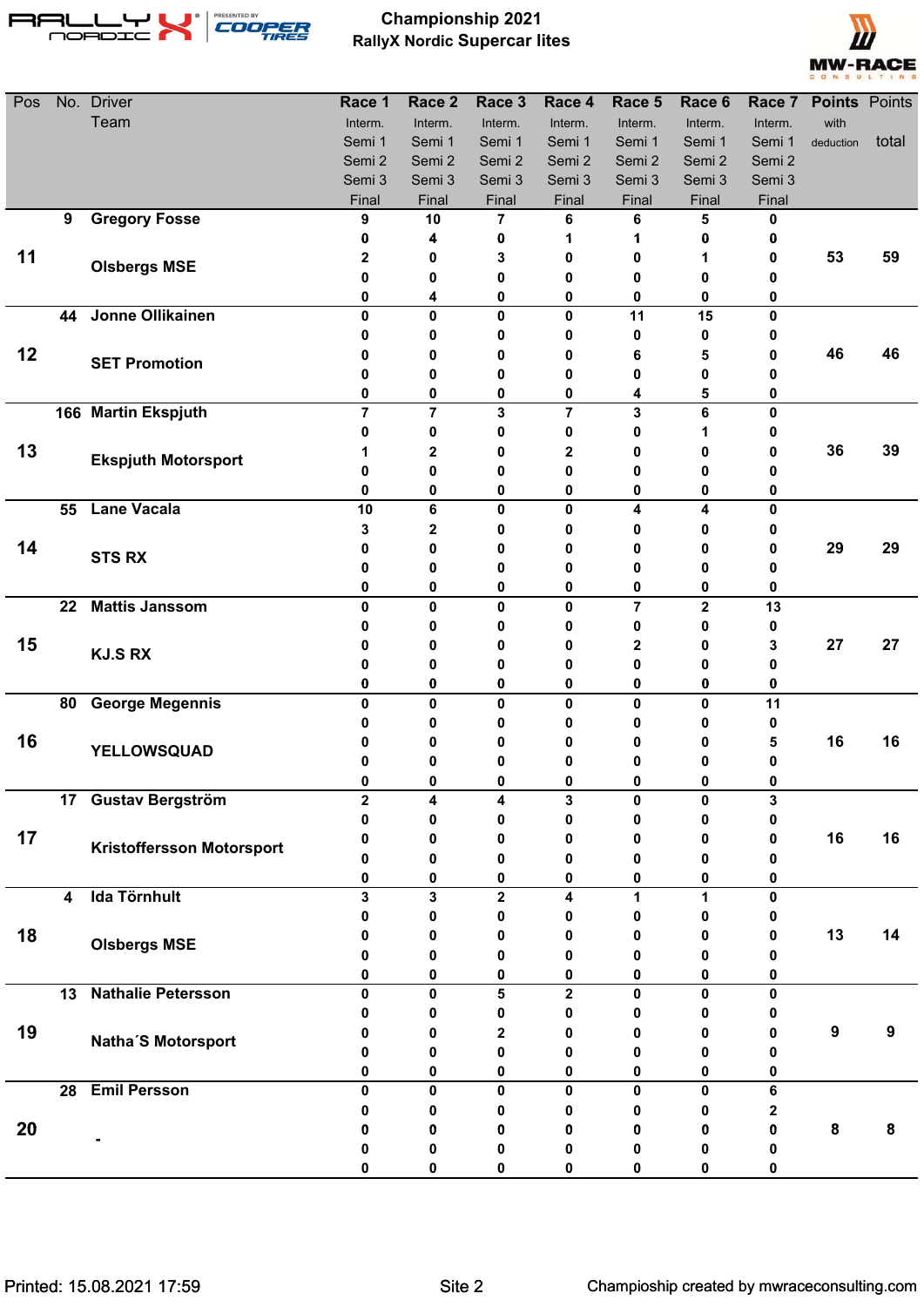# Championship 2021
## RallyX Nordic Supercar lites

| Pos | No. | Driver / Team | Race 1 | Race 2 | Race 3 | Race 4 | Race 5 | Race 6 | Race 7 | Points with deduction | Points total |
|---|---|---|---|---|---|---|---|---|---|---|---|
| | | | Interm. | Interm. | Interm. | Interm. | Interm. | Interm. | Interm. | | |
| | | | Semi 1 | Semi 1 | Semi 1 | Semi 1 | Semi 1 | Semi 1 | Semi 1 | | |
| | | | Semi 2 | Semi 2 | Semi 2 | Semi 2 | Semi 2 | Semi 2 | Semi 2 | | |
| | | | Semi 3 | Semi 3 | Semi 3 | Semi 3 | Semi 3 | Semi 3 | Semi 3 | | |
| | | | Final | Final | Final | Final | Final | Final | Final | | |
| 11 | 9 | **Gregory Fosse** | 9 | 10 | 7 | 6 | 6 | 5 | 0 | 53 | 59 |
| | | | 0 | 4 | 0 | 1 | 1 | 0 | 0 | | |
| | | **Olsbergs MSE** | 2 | 0 | 3 | 0 | 0 | 1 | 0 | | |
| | | | 0 | 0 | 0 | 0 | 0 | 0 | 0 | | |
| | | | 0 | 4 | 0 | 0 | 0 | 0 | 0 | | |
| 12 | 44 | **Jonne Ollikainen** | 0 | 0 | 0 | 0 | 11 | 15 | 0 | 46 | 46 |
| | | | 0 | 0 | 0 | 0 | 0 | 0 | 0 | | |
| | | **SET Promotion** | 0 | 0 | 0 | 0 | 6 | 5 | 0 | | |
| | | | 0 | 0 | 0 | 0 | 0 | 0 | 0 | | |
| | | | 0 | 0 | 0 | 0 | 4 | 5 | 0 | | |
| 13 | 166 | **Martin Ekspjuth** | 7 | 7 | 3 | 7 | 3 | 6 | 0 | 36 | 39 |
| | | | 0 | 0 | 0 | 0 | 0 | 1 | 0 | | |
| | | **Ekspjuth Motorsport** | 1 | 2 | 0 | 2 | 0 | 0 | 0 | | |
| | | | 0 | 0 | 0 | 0 | 0 | 0 | 0 | | |
| | | | 0 | 0 | 0 | 0 | 0 | 0 | 0 | | |
| 14 | 55 | **Lane Vacala** | 10 | 6 | 0 | 0 | 4 | 4 | 0 | 29 | 29 |
| | | | 3 | 2 | 0 | 0 | 0 | 0 | 0 | | |
| | | **STS RX** | 0 | 0 | 0 | 0 | 0 | 0 | 0 | | |
| | | | 0 | 0 | 0 | 0 | 0 | 0 | 0 | | |
| | | | 0 | 0 | 0 | 0 | 0 | 0 | 0 | | |
| 15 | 22 | **Mattis Jansson** | 0 | 0 | 0 | 0 | 7 | 2 | 13 | 27 | 27 |
| | | | 0 | 0 | 0 | 0 | 0 | 0 | 0 | | |
| | | **KJ.S RX** | 0 | 0 | 0 | 0 | 2 | 0 | 3 | | |
| | | | 0 | 0 | 0 | 0 | 0 | 0 | 0 | | |
| | | | 0 | 0 | 0 | 0 | 0 | 0 | 0 | | |
| 16 | 80 | **George Megennis** | 0 | 0 | 0 | 0 | 0 | 0 | 11 | 16 | 16 |
| | | | 0 | 0 | 0 | 0 | 0 | 0 | 0 | | |
| | | **YELLOWSQUAD** | 0 | 0 | 0 | 0 | 0 | 0 | 5 | | |
| | | | 0 | 0 | 0 | 0 | 0 | 0 | 0 | | |
| | | | 0 | 0 | 0 | 0 | 0 | 0 | 0 | | |
| 17 | 17 | **Gustav Bergström** | 2 | 4 | 4 | 3 | 0 | 0 | 3 | 16 | 16 |
| | | | 0 | 0 | 0 | 0 | 0 | 0 | 0 | | |
| | | **Kristoffersson Motorsport** | 0 | 0 | 0 | 0 | 0 | 0 | 0 | | |
| | | | 0 | 0 | 0 | 0 | 0 | 0 | 0 | | |
| | | | 0 | 0 | 0 | 0 | 0 | 0 | 0 | | |
| 18 | 4 | **Ida Törnhult** | 3 | 3 | 2 | 4 | 1 | 1 | 0 | 13 | 14 |
| | | | 0 | 0 | 0 | 0 | 0 | 0 | 0 | | |
| | | **Olsbergs MSE** | 0 | 0 | 0 | 0 | 0 | 0 | 0 | | |
| | | | 0 | 0 | 0 | 0 | 0 | 0 | 0 | | |
| | | | 0 | 0 | 0 | 0 | 0 | 0 | 0 | | |
| 19 | 13 | **Nathalie Petersson** | 0 | 0 | 5 | 2 | 0 | 0 | 0 | 9 | 9 |
| | | | 0 | 0 | 0 | 0 | 0 | 0 | 0 | | |
| | | **Natha´S Motorsport** | 0 | 0 | 2 | 0 | 0 | 0 | 0 | | |
| | | | 0 | 0 | 0 | 0 | 0 | 0 | 0 | | |
| | | | 0 | 0 | 0 | 0 | 0 | 0 | 0 | | |
| 20 | 28 | **Emil Persson** | 0 | 0 | 0 | 0 | 0 | 0 | 6 | 8 | 8 |
| | | | 0 | 0 | 0 | 0 | 0 | 0 | 2 | | |
| | | **-** | 0 | 0 | 0 | 0 | 0 | 0 | 0 | | |
| | | | 0 | 0 | 0 | 0 | 0 | 0 | 0 | | |
| | | | 0 | 0 | 0 | 0 | 0 | 0 | 0 | | |

Printed: 15.08.2021 17:59

Championship created by mwraceconsulting.com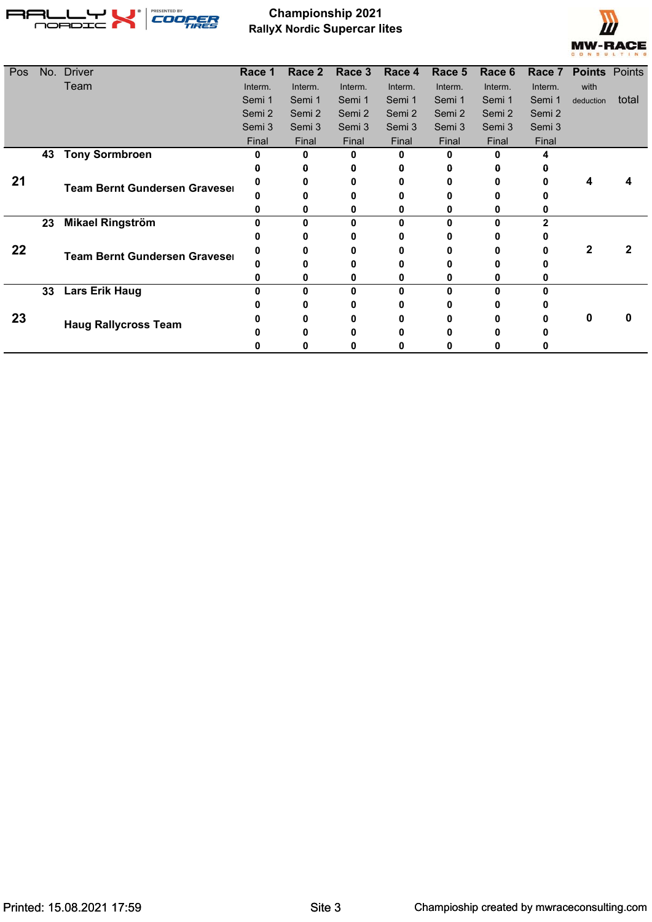# Championship 2021

## RallyX Nordic Supercar lites

| Pos | No. | Driver / Team | Race 1 | Race 2 | Race 3 | Race 4 | Race 5 | Race 6 | Race 7 | Points with deduction | Points total |
|---|---|---|---|---|---|---|---|---|---|---|---|
| | | | Interm. | Interm. | Interm. | Interm. | Interm. | Interm. | Interm. | | |
| | | | Semi 1 | Semi 1 | Semi 1 | Semi 1 | Semi 1 | Semi 1 | Semi 1 | | |
| | | | Semi 2 | Semi 2 | Semi 2 | Semi 2 | Semi 2 | Semi 2 | Semi 2 | | |
| | | | Semi 3 | Semi 3 | Semi 3 | Semi 3 | Semi 3 | Semi 3 | Semi 3 | | |
| | | | Final | Final | Final | Final | Final | Final | Final | | |
| | 43 | **Tony Sormbroen** | 0 | 0 | 0 | 0 | 0 | 0 | 4 | | |
| | | | 0 | 0 | 0 | 0 | 0 | 0 | 0 | | |
| 21 | | **Team Bernt Gundersen Gravesei** | 0 | 0 | 0 | 0 | 0 | 0 | 0 | 4 | 4 |
| | | | 0 | 0 | 0 | 0 | 0 | 0 | 0 | | |
| | | | 0 | 0 | 0 | 0 | 0 | 0 | 0 | | |
| | 23 | **Mikael Ringström** | 0 | 0 | 0 | 0 | 0 | 0 | 2 | | |
| | | | 0 | 0 | 0 | 0 | 0 | 0 | 0 | | |
| 22 | | **Team Bernt Gundersen Gravesei** | 0 | 0 | 0 | 0 | 0 | 0 | 0 | 2 | 2 |
| | | | 0 | 0 | 0 | 0 | 0 | 0 | 0 | | |
| | | | 0 | 0 | 0 | 0 | 0 | 0 | 0 | | |
| | 33 | **Lars Erik Haug** | 0 | 0 | 0 | 0 | 0 | 0 | 0 | | |
| | | | 0 | 0 | 0 | 0 | 0 | 0 | 0 | | |
| 23 | | **Haug Rallycross Team** | 0 | 0 | 0 | 0 | 0 | 0 | 0 | 0 | 0 |
| | | | 0 | 0 | 0 | 0 | 0 | 0 | 0 | | |
| | | | 0 | 0 | 0 | 0 | 0 | 0 | 0 | | |

Printed: 15.08.2021 17:59

Champioship created by mwraceconsulting.com